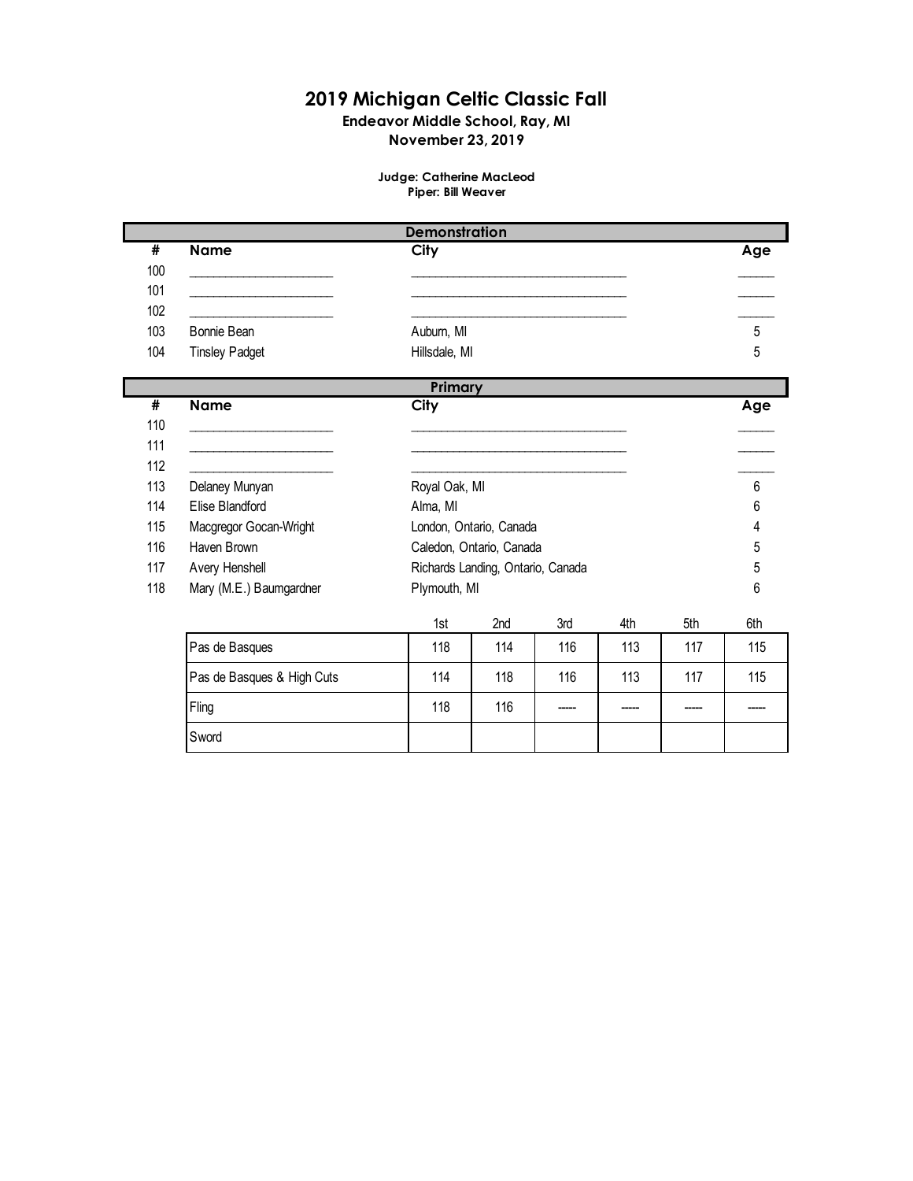# 2019 Michigan Celtic Classic Fall

**Endeavor Middle School, Ray, MI**

**November 23, 2019**

**Judge: Catherine MacLeod**
**Piper: Bill Weaver**

## Demonstration

| # | Name | City | Age |
|---|---|---|---|
| 100 | ______________________ | __________________________________ | ______ |
| 101 | ______________________ | __________________________________ | ______ |
| 102 | ______________________ | __________________________________ | ______ |
| 103 | Bonnie Bean | Auburn, MI | 5 |
| 104 | Tinsley Padget | Hillsdale, MI | 5 |

## Primary

| # | Name | City | Age |
|---|---|---|---|
| 110 | ______________________ | __________________________________ | ______ |
| 111 | ______________________ | __________________________________ | ______ |
| 112 | ______________________ | __________________________________ | ______ |
| 113 | Delaney Munyan | Royal Oak, MI | 6 |
| 114 | Elise Blandford | Alma, MI | 6 |
| 115 | Macgregor Gocan-Wright | London, Ontario, Canada | 4 |
| 116 | Haven Brown | Caledon, Ontario, Canada | 5 |
| 117 | Avery Henshell | Richards Landing, Ontario, Canada | 5 |
| 118 | Mary (M.E.) Baumgardner | Plymouth, MI | 6 |

| | 1st | 2nd | 3rd | 4th | 5th | 6th |
|---|---|---|---|---|---|---|
| Pas de Basques | 118 | 114 | 116 | 113 | 117 | 115 |
| Pas de Basques & High Cuts | 114 | 118 | 116 | 113 | 117 | 115 |
| Fling | 118 | 116 | ----- | ----- | ----- | ----- |
| Sword | | | | | | |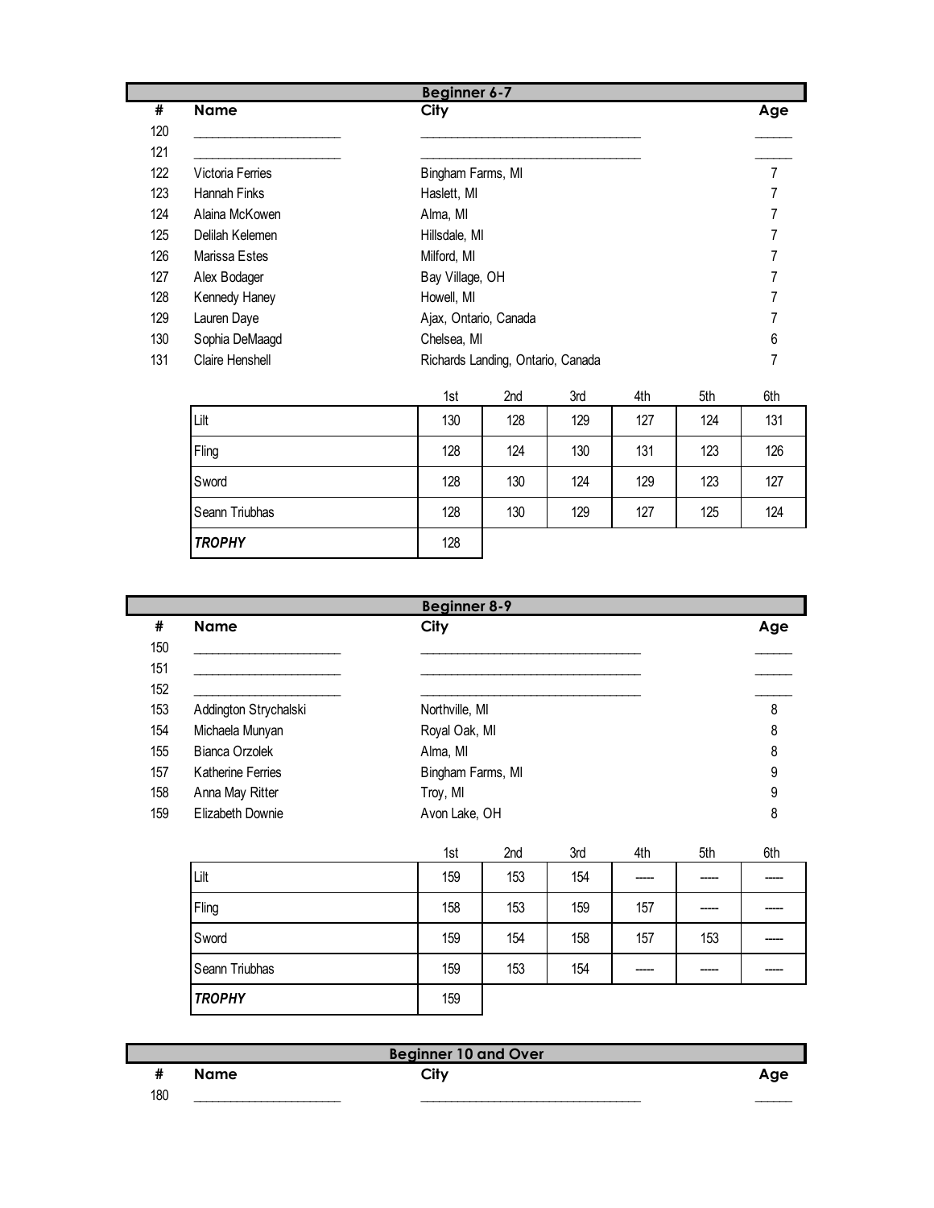## Beginner 6-7

| # | Name | City | Age |
|---|---|---|---|
| 120 | ______________________ | ________________________________ | ______ |
| 121 | ______________________ | ________________________________ | ______ |
| 122 | Victoria Ferries | Bingham Farms, MI | 7 |
| 123 | Hannah Finks | Haslett, MI | 7 |
| 124 | Alaina McKowen | Alma, MI | 7 |
| 125 | Delilah Kelemen | Hillsdale, MI | 7 |
| 126 | Marissa Estes | Milford, MI | 7 |
| 127 | Alex Bodager | Bay Village, OH | 7 |
| 128 | Kennedy Haney | Howell, MI | 7 |
| 129 | Lauren Daye | Ajax, Ontario, Canada | 7 |
| 130 | Sophia DeMaagd | Chelsea, MI | 6 |
| 131 | Claire Henshell | Richards Landing, Ontario, Canada | 7 |

| | 1st | 2nd | 3rd | 4th | 5th | 6th |
|---|---|---|---|---|---|---|
| Lilt | 130 | 128 | 129 | 127 | 124 | 131 |
| Fling | 128 | 124 | 130 | 131 | 123 | 126 |
| Sword | 128 | 130 | 124 | 129 | 123 | 127 |
| Seann Triubhas | 128 | 130 | 129 | 127 | 125 | 124 |
| ***TROPHY*** | 128 | | | | | |

## Beginner 8-9

| # | Name | City | Age |
|---|---|---|---|
| 150 | ______________________ | ________________________________ | ______ |
| 151 | ______________________ | ________________________________ | ______ |
| 152 | ______________________ | ________________________________ | ______ |
| 153 | Addington Strychalski | Northville, MI | 8 |
| 154 | Michaela Munyan | Royal Oak, MI | 8 |
| 155 | Bianca Orzolek | Alma, MI | 8 |
| 157 | Katherine Ferries | Bingham Farms, MI | 9 |
| 158 | Anna May Ritter | Troy, MI | 9 |
| 159 | Elizabeth Downie | Avon Lake, OH | 8 |

| | 1st | 2nd | 3rd | 4th | 5th | 6th |
|---|---|---|---|---|---|---|
| Lilt | 159 | 153 | 154 | ----- | ----- | ----- |
| Fling | 158 | 153 | 159 | 157 | ----- | ----- |
| Sword | 159 | 154 | 158 | 157 | 153 | ----- |
| Seann Triubhas | 159 | 153 | 154 | ----- | ----- | ----- |
| ***TROPHY*** | 159 | | | | | |

## Beginner 10 and Over

| # | Name | City | Age |
|---|---|---|---|
| 180 | ______________________ | ________________________________ | ______ |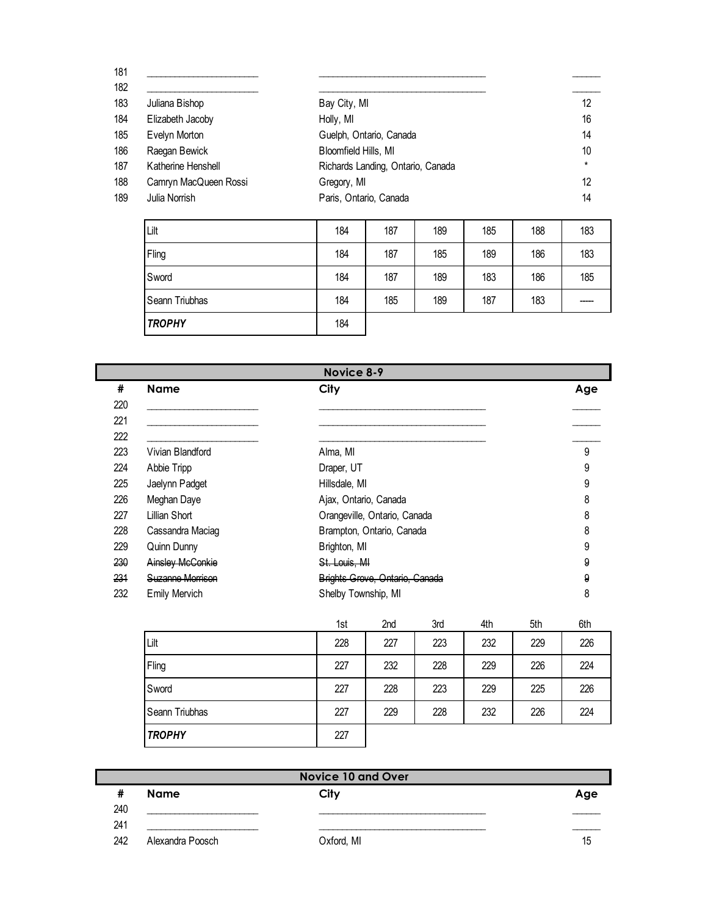| # | Name | City | Age |
|---|---|---|---|
| 181 | ______________________ | __________________________________ | ______ |
| 182 | ______________________ | __________________________________ | ______ |
| 183 | Juliana Bishop | Bay City, MI | 12 |
| 184 | Elizabeth Jacoby | Holly, MI | 16 |
| 185 | Evelyn Morton | Guelph, Ontario, Canada | 14 |
| 186 | Raegan Bewick | Bloomfield Hills, MI | 10 |
| 187 | Katherine Henshell | Richards Landing, Ontario, Canada | * |
| 188 | Camryn MacQueen Rossi | Gregory, MI | 12 |
| 189 | Julia Norrish | Paris, Ontario, Canada | 14 |

| | | | | | | |
|---|---|---|---|---|---|---|
| Lilt | 184 | 187 | 189 | 185 | 188 | 183 |
| Fling | 184 | 187 | 185 | 189 | 186 | 183 |
| Sword | 184 | 187 | 189 | 183 | 186 | 185 |
| Seann Triubhas | 184 | 185 | 189 | 187 | 183 | ----- |
| ***TROPHY*** | 184 | | | | | |

## Novice 8-9

| # | Name | City | Age |
|---|---|---|---|
| 220 | ______________________ | __________________________________ | ______ |
| 221 | ______________________ | __________________________________ | ______ |
| 222 | ______________________ | __________________________________ | ______ |
| 223 | Vivian Blandford | Alma, MI | 9 |
| 224 | Abbie Tripp | Draper, UT | 9 |
| 225 | Jaelynn Padget | Hillsdale, MI | 9 |
| 226 | Meghan Daye | Ajax, Ontario, Canada | 8 |
| 227 | Lillian Short | Orangeville, Ontario, Canada | 8 |
| 228 | Cassandra Maciag | Brampton, Ontario, Canada | 8 |
| 229 | Quinn Dunny | Brighton, MI | 9 |
| ~~230~~ | ~~Ainsley McConkie~~ | ~~St. Louis, MI~~ | ~~9~~ |
| ~~231~~ | ~~Suzanne Morrison~~ | ~~Brights Grove, Ontario, Canada~~ | ~~9~~ |
| 232 | Emily Mervich | Shelby Township, MI | 8 |

| | 1st | 2nd | 3rd | 4th | 5th | 6th |
|---|---|---|---|---|---|---|
| Lilt | 228 | 227 | 223 | 232 | 229 | 226 |
| Fling | 227 | 232 | 228 | 229 | 226 | 224 |
| Sword | 227 | 228 | 223 | 229 | 225 | 226 |
| Seann Triubhas | 227 | 229 | 228 | 232 | 226 | 224 |
| ***TROPHY*** | 227 | | | | | |

## Novice 10 and Over

| # | Name | City | Age |
|---|---|---|---|
| 240 | ______________________ | __________________________________ | ______ |
| 241 | ______________________ | __________________________________ | ______ |
| 242 | Alexandra Poosch | Oxford, MI | 15 |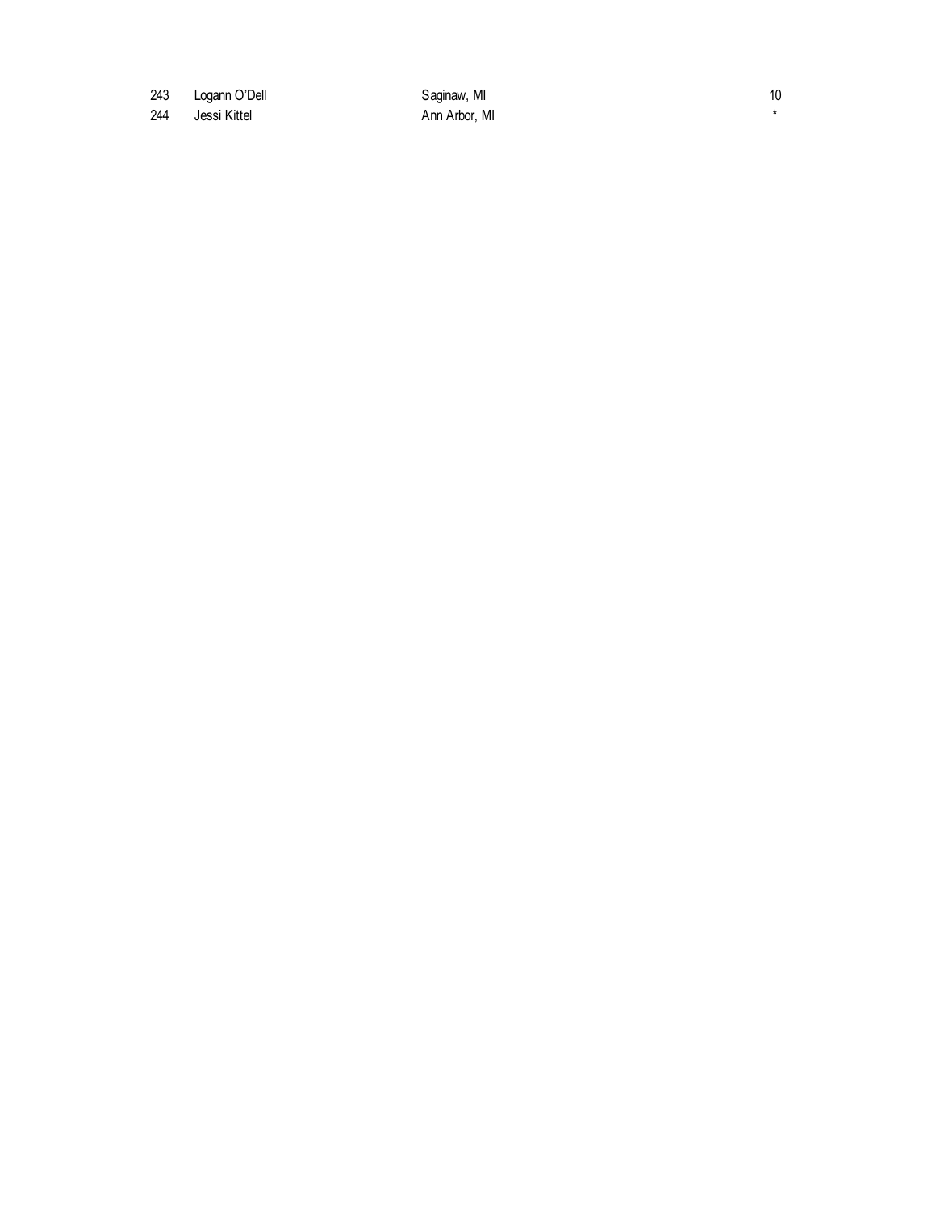| | | | |
|---|---|---|---|
| 243 | Logann O'Dell | Saginaw, MI | 10 |
| 244 | Jessi Kittel | Ann Arbor, MI | * |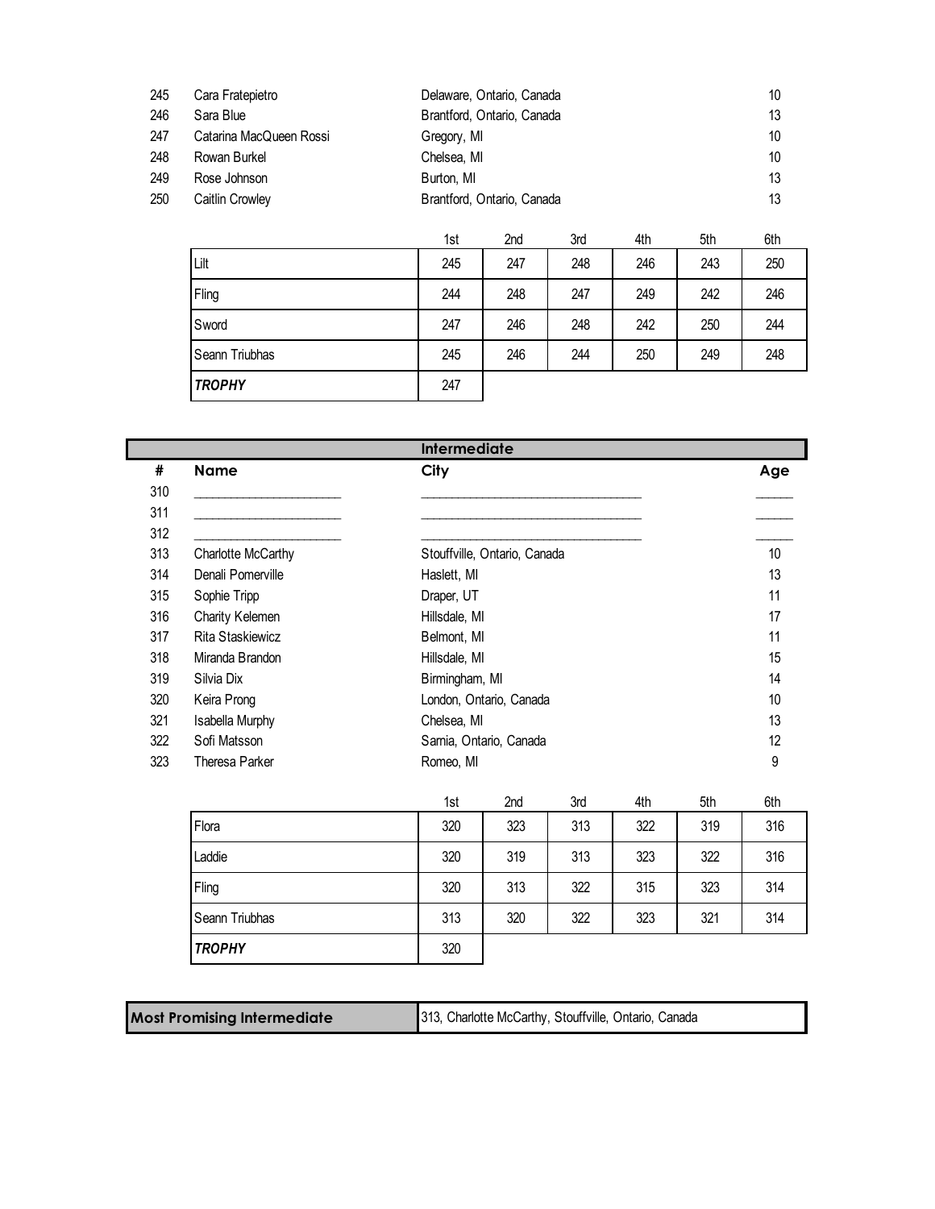| # | Name | City | Age |
|---|---|---|---|
| 245 | Cara Fratepietro | Delaware, Ontario, Canada | 10 |
| 246 | Sara Blue | Brantford, Ontario, Canada | 13 |
| 247 | Catarina MacQueen Rossi | Gregory, MI | 10 |
| 248 | Rowan Burkel | Chelsea, MI | 10 |
| 249 | Rose Johnson | Burton, MI | 13 |
| 250 | Caitlin Crowley | Brantford, Ontario, Canada | 13 |

| | 1st | 2nd | 3rd | 4th | 5th | 6th |
|---|---|---|---|---|---|---|
| Lilt | 245 | 247 | 248 | 246 | 243 | 250 |
| Fling | 244 | 248 | 247 | 249 | 242 | 246 |
| Sword | 247 | 246 | 248 | 242 | 250 | 244 |
| Seann Triubhas | 245 | 246 | 244 | 250 | 249 | 248 |
| ***TROPHY*** | 247 | | | | | |

## Intermediate

| # | Name | City | Age |
|---|---|---|---|
| 310 | ______________________ | ________________________________ | ______ |
| 311 | ______________________ | ________________________________ | ______ |
| 312 | ______________________ | ________________________________ | ______ |
| 313 | Charlotte McCarthy | Stouffville, Ontario, Canada | 10 |
| 314 | Denali Pomerville | Haslett, MI | 13 |
| 315 | Sophie Tripp | Draper, UT | 11 |
| 316 | Charity Kelemen | Hillsdale, MI | 17 |
| 317 | Rita Staskiewicz | Belmont, MI | 11 |
| 318 | Miranda Brandon | Hillsdale, MI | 15 |
| 319 | Silvia Dix | Birmingham, MI | 14 |
| 320 | Keira Prong | London, Ontario, Canada | 10 |
| 321 | Isabella Murphy | Chelsea, MI | 13 |
| 322 | Sofi Matsson | Sarnia, Ontario, Canada | 12 |
| 323 | Theresa Parker | Romeo, MI | 9 |

| | 1st | 2nd | 3rd | 4th | 5th | 6th |
|---|---|---|---|---|---|---|
| Flora | 320 | 323 | 313 | 322 | 319 | 316 |
| Laddie | 320 | 319 | 313 | 323 | 322 | 316 |
| Fling | 320 | 313 | 322 | 315 | 323 | 314 |
| Seann Triubhas | 313 | 320 | 322 | 323 | 321 | 314 |
| ***TROPHY*** | 320 | | | | | |

| **Most Promising Intermediate** | 313, Charlotte McCarthy, Stouffville, Ontario, Canada |
|---|---|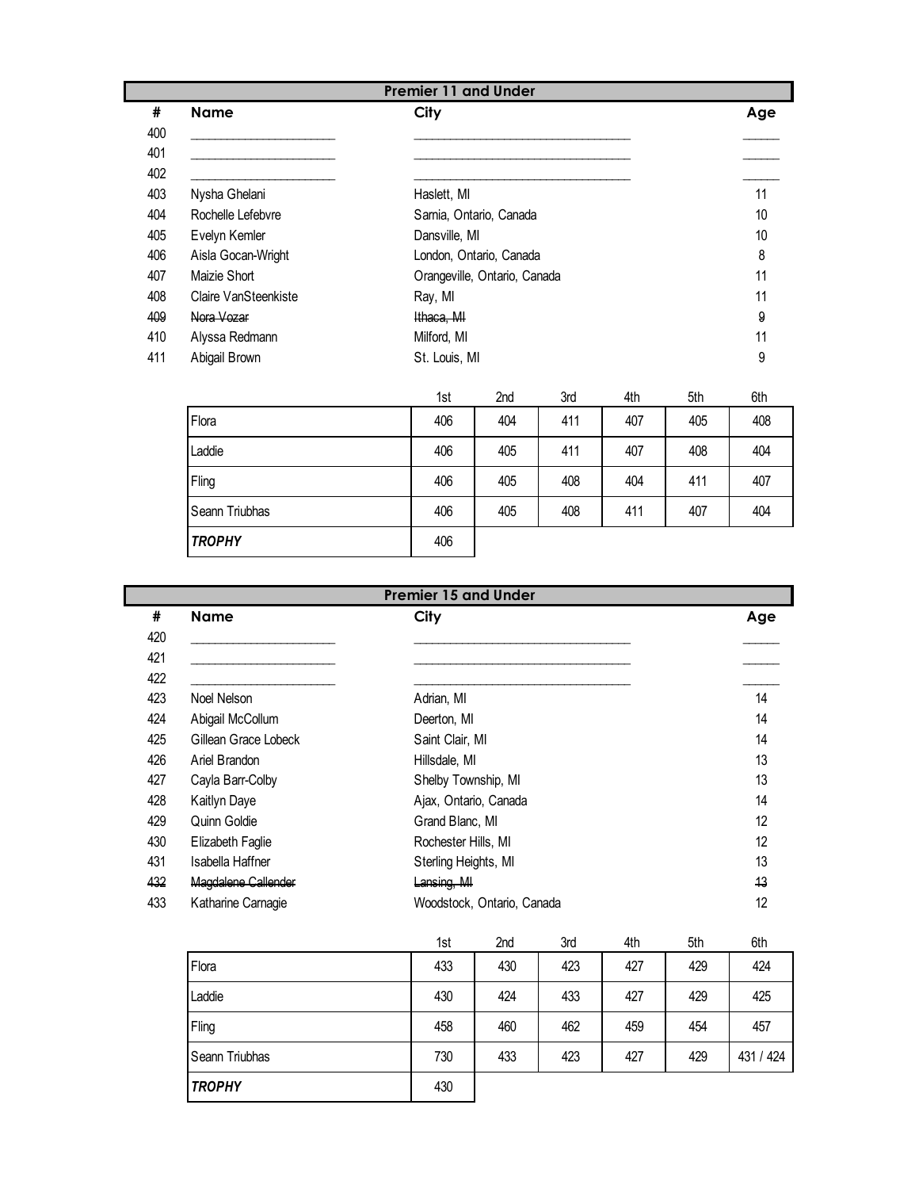## Premier 11 and Under

| # | Name | City | Age |
|---|---|---|---|
| 400 | ____________________ | ______________________________ | _____ |
| 401 | ____________________ | ______________________________ | _____ |
| 402 | ____________________ | ______________________________ | _____ |
| 403 | Nysha Ghelani | Haslett, MI | 11 |
| 404 | Rochelle Lefebvre | Sarnia, Ontario, Canada | 10 |
| 405 | Evelyn Kemler | Dansville, MI | 10 |
| 406 | Aisla Gocan-Wright | London, Ontario, Canada | 8 |
| 407 | Maizie Short | Orangeville, Ontario, Canada | 11 |
| 408 | Claire VanSteenkiste | Ray, MI | 11 |
| ~~409~~ | ~~Nora Vozar~~ | ~~Ithaca, MI~~ | ~~9~~ |
| 410 | Alyssa Redmann | Milford, MI | 11 |
| 411 | Abigail Brown | St. Louis, MI | 9 |

| | 1st | 2nd | 3rd | 4th | 5th | 6th |
|---|---|---|---|---|---|---|
| Flora | 406 | 404 | 411 | 407 | 405 | 408 |
| Laddie | 406 | 405 | 411 | 407 | 408 | 404 |
| Fling | 406 | 405 | 408 | 404 | 411 | 407 |
| Seann Triubhas | 406 | 405 | 408 | 411 | 407 | 404 |
| ***TROPHY*** | 406 | | | | | |

## Premier 15 and Under

| # | Name | City | Age |
|---|---|---|---|
| 420 | ____________________ | ______________________________ | _____ |
| 421 | ____________________ | ______________________________ | _____ |
| 422 | ____________________ | ______________________________ | _____ |
| 423 | Noel Nelson | Adrian, MI | 14 |
| 424 | Abigail McCollum | Deerton, MI | 14 |
| 425 | Gillean Grace Lobeck | Saint Clair, MI | 14 |
| 426 | Ariel Brandon | Hillsdale, MI | 13 |
| 427 | Cayla Barr-Colby | Shelby Township, MI | 13 |
| 428 | Kaitlyn Daye | Ajax, Ontario, Canada | 14 |
| 429 | Quinn Goldie | Grand Blanc, MI | 12 |
| 430 | Elizabeth Faglie | Rochester Hills, MI | 12 |
| 431 | Isabella Haffner | Sterling Heights, MI | 13 |
| ~~432~~ | ~~Magdalene Callender~~ | ~~Lansing, MI~~ | ~~13~~ |
| 433 | Katharine Carnagie | Woodstock, Ontario, Canada | 12 |

| | 1st | 2nd | 3rd | 4th | 5th | 6th |
|---|---|---|---|---|---|---|
| Flora | 433 | 430 | 423 | 427 | 429 | 424 |
| Laddie | 430 | 424 | 433 | 427 | 429 | 425 |
| Fling | 458 | 460 | 462 | 459 | 454 | 457 |
| Seann Triubhas | 730 | 433 | 423 | 427 | 429 | 431 / 424 |
| ***TROPHY*** | 430 | | | | | |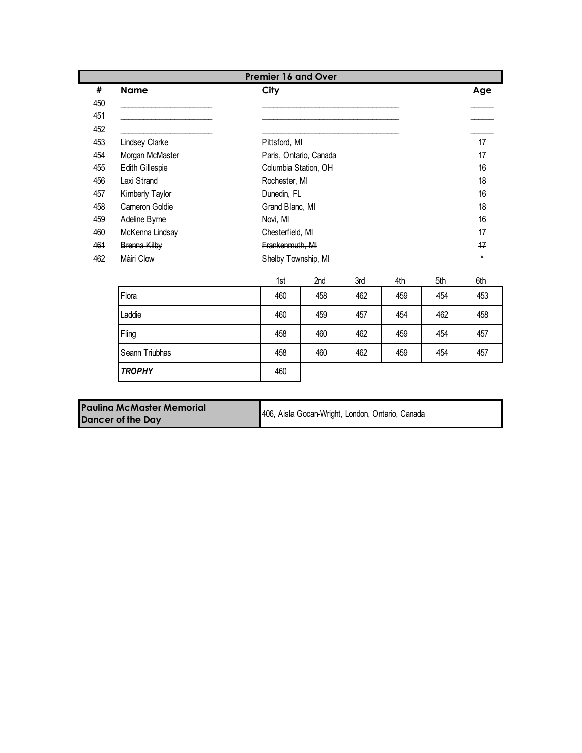## Premier 16 and Over

| # | Name | City | Age |
|---|---|---|---|
| 450 | ______________________ | ________________________________ | ______ |
| 451 | ______________________ | ________________________________ | ______ |
| 452 | ______________________ | ________________________________ | ______ |
| 453 | Lindsey Clarke | Pittsford, MI | 17 |
| 454 | Morgan McMaster | Paris, Ontario, Canada | 17 |
| 455 | Edith Gillespie | Columbia Station, OH | 16 |
| 456 | Lexi Strand | Rochester, MI | 18 |
| 457 | Kimberly Taylor | Dunedin, FL | 16 |
| 458 | Cameron Goldie | Grand Blanc, MI | 18 |
| 459 | Adeline Byrne | Novi, MI | 16 |
| 460 | McKenna Lindsay | Chesterfield, MI | 17 |
| ~~461~~ | ~~Brenna Kilby~~ | ~~Frankenmuth, MI~~ | ~~17~~ |
| 462 | Màiri Clow | Shelby Township, MI | * |

| | 1st | 2nd | 3rd | 4th | 5th | 6th |
|---|---|---|---|---|---|---|
| Flora | 460 | 458 | 462 | 459 | 454 | 453 |
| Laddie | 460 | 459 | 457 | 454 | 462 | 458 |
| Fling | 458 | 460 | 462 | 459 | 454 | 457 |
| Seann Triubhas | 458 | 460 | 462 | 459 | 454 | 457 |
| ***TROPHY*** | 460 | | | | | |

| **Paulina McMaster Memorial Dancer of the Day** | 406, Aisla Gocan-Wright, London, Ontario, Canada |
|---|---|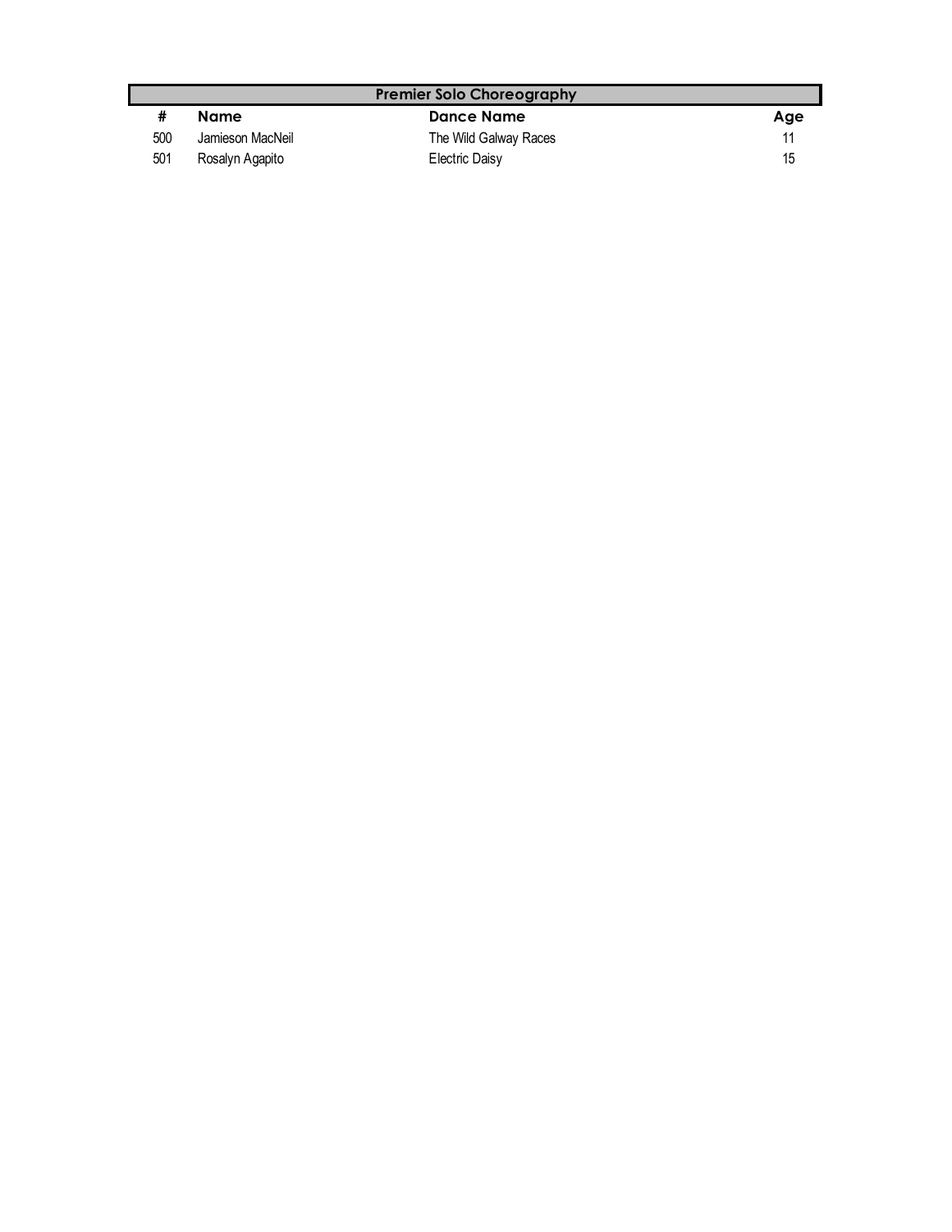## Premier Solo Choreography

| # | Name | Dance Name | Age |
|---|---|---|---|
| 500 | Jamieson MacNeil | The Wild Galway Races | 11 |
| 501 | Rosalyn Agapito | Electric Daisy | 15 |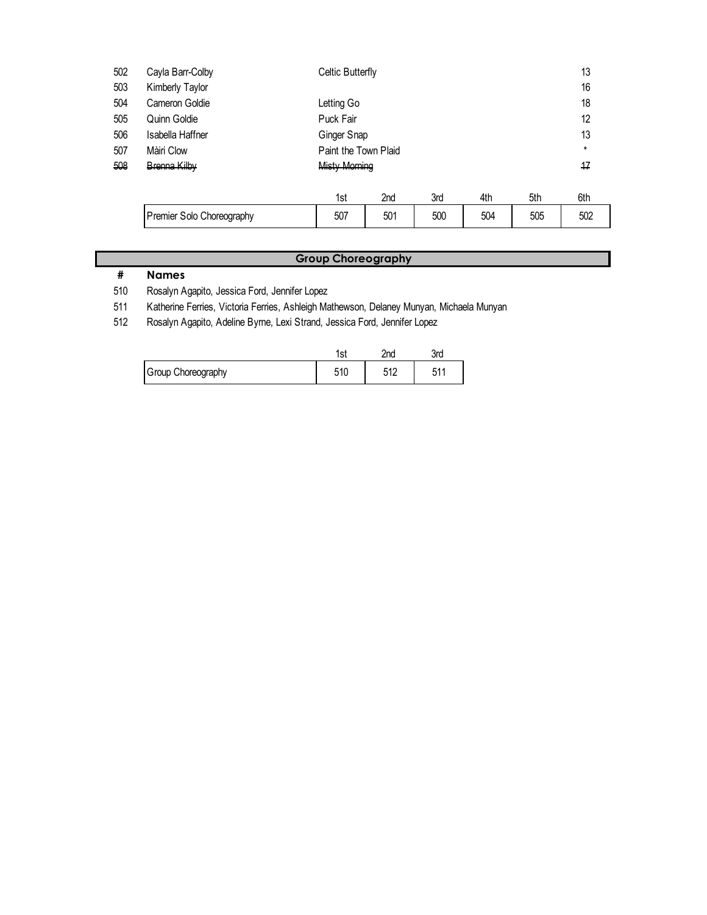| | | | |
|---|---|---|---|
| 502 | Cayla Barr-Colby | Celtic Butterfly | 13 |
| 503 | Kimberly Taylor | | 16 |
| 504 | Cameron Goldie | Letting Go | 18 |
| 505 | Quinn Goldie | Puck Fair | 12 |
| 506 | Isabella Haffner | Ginger Snap | 13 |
| 507 | Màiri Clow | Paint the Town Plaid | * |
| ~~508~~ | ~~Brenna Kilby~~ | ~~Misty Morning~~ | ~~17~~ |

| | 1st | 2nd | 3rd | 4th | 5th | 6th |
|---|---|---|---|---|---|---|
| Premier Solo Choreography | 507 | 501 | 500 | 504 | 505 | 502 |

## Group Choreography

| # | Names |
|---|---|
| 510 | Rosalyn Agapito, Jessica Ford, Jennifer Lopez |
| 511 | Katherine Ferries, Victoria Ferries, Ashleigh Mathewson, Delaney Munyan, Michaela Munyan |
| 512 | Rosalyn Agapito, Adeline Byrne, Lexi Strand, Jessica Ford, Jennifer Lopez |

| | 1st | 2nd | 3rd |
|---|---|---|---|
| Group Choreography | 510 | 512 | 511 |